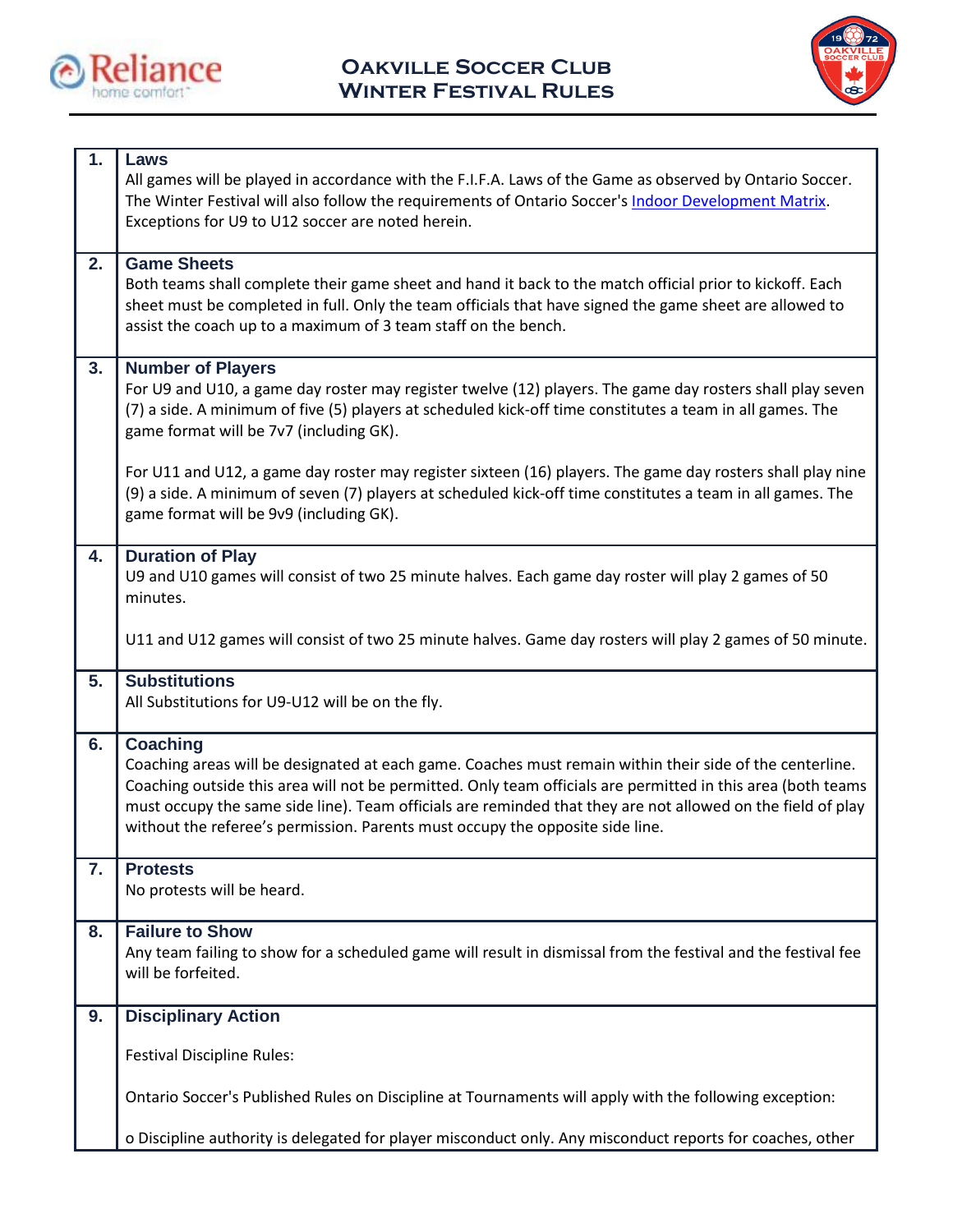# Oakville Soccer Club Winter Festival Rules

| | |
|---|---|
| **1.** | **Laws**<br>All games will be played in accordance with the F.I.F.A. Laws of the Game as observed by Ontario Soccer. The Winter Festival will also follow the requirements of Ontario Soccer's Indoor Development Matrix. Exceptions for U9 to U12 soccer are noted herein. |
| **2.** | **Game Sheets**<br>Both teams shall complete their game sheet and hand it back to the match official prior to kickoff. Each sheet must be completed in full. Only the team officials that have signed the game sheet are allowed to assist the coach up to a maximum of 3 team staff on the bench. |
| **3.** | **Number of Players**<br>For U9 and U10, a game day roster may register twelve (12) players. The game day rosters shall play seven (7) a side. A minimum of five (5) players at scheduled kick-off time constitutes a team in all games. The game format will be 7v7 (including GK).<br><br>For U11 and U12, a game day roster may register sixteen (16) players. The game day rosters shall play nine (9) a side. A minimum of seven (7) players at scheduled kick-off time constitutes a team in all games. The game format will be 9v9 (including GK). |
| **4.** | **Duration of Play**<br>U9 and U10 games will consist of two 25 minute halves. Each game day roster will play 2 games of 50 minutes.<br><br>U11 and U12 games will consist of two 25 minute halves. Game day rosters will play 2 games of 50 minute. |
| **5.** | **Substitutions**<br>All Substitutions for U9-U12 will be on the fly. |
| **6.** | **Coaching**<br>Coaching areas will be designated at each game. Coaches must remain within their side of the centerline. Coaching outside this area will not be permitted. Only team officials are permitted in this area (both teams must occupy the same side line). Team officials are reminded that they are not allowed on the field of play without the referee's permission. Parents must occupy the opposite side line. |
| **7.** | **Protests**<br>No protests will be heard. |
| **8.** | **Failure to Show**<br>Any team failing to show for a scheduled game will result in dismissal from the festival and the festival fee will be forfeited. |
| **9.** | **Disciplinary Action**<br><br>Festival Discipline Rules:<br><br>Ontario Soccer's Published Rules on Discipline at Tournaments will apply with the following exception:<br><br>o Discipline authority is delegated for player misconduct only. Any misconduct reports for coaches, other |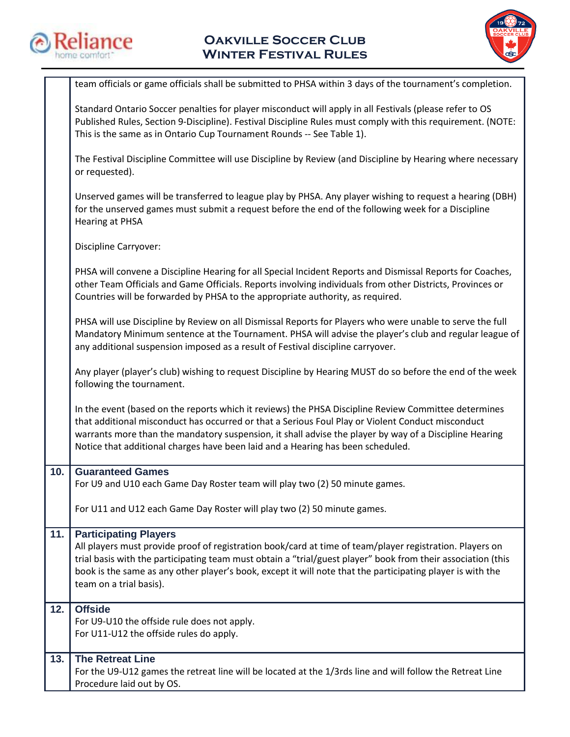team officials or game officials shall be submitted to PHSA within 3 days of the tournament's completion.

Standard Ontario Soccer penalties for player misconduct will apply in all Festivals (please refer to OS Published Rules, Section 9-Discipline). Festival Discipline Rules must comply with this requirement. (NOTE: This is the same as in Ontario Cup Tournament Rounds -- See Table 1).

The Festival Discipline Committee will use Discipline by Review (and Discipline by Hearing where necessary or requested).

Unserved games will be transferred to league play by PHSA. Any player wishing to request a hearing (DBH) for the unserved games must submit a request before the end of the following week for a Discipline Hearing at PHSA

Discipline Carryover:

PHSA will convene a Discipline Hearing for all Special Incident Reports and Dismissal Reports for Coaches, other Team Officials and Game Officials. Reports involving individuals from other Districts, Provinces or Countries will be forwarded by PHSA to the appropriate authority, as required.

PHSA will use Discipline by Review on all Dismissal Reports for Players who were unable to serve the full Mandatory Minimum sentence at the Tournament. PHSA will advise the player's club and regular league of any additional suspension imposed as a result of Festival discipline carryover.

Any player (player's club) wishing to request Discipline by Hearing MUST do so before the end of the week following the tournament.

In the event (based on the reports which it reviews) the PHSA Discipline Review Committee determines that additional misconduct has occurred or that a Serious Foul Play or Violent Conduct misconduct warrants more than the mandatory suspension, it shall advise the player by way of a Discipline Hearing Notice that additional charges have been laid and a Hearing has been scheduled.

## 10. Guaranteed Games

For U9 and U10 each Game Day Roster team will play two (2) 50 minute games.

For U11 and U12 each Game Day Roster will play two (2) 50 minute games.

## 11. Participating Players

All players must provide proof of registration book/card at time of team/player registration. Players on trial basis with the participating team must obtain a "trial/guest player" book from their association (this book is the same as any other player's book, except it will note that the participating player is with the team on a trial basis).

## 12. Offside

For U9-U10 the offside rule does not apply.
For U11-U12 the offside rules do apply.

## 13. The Retreat Line

For the U9-U12 games the retreat line will be located at the 1/3rds line and will follow the Retreat Line Procedure laid out by OS.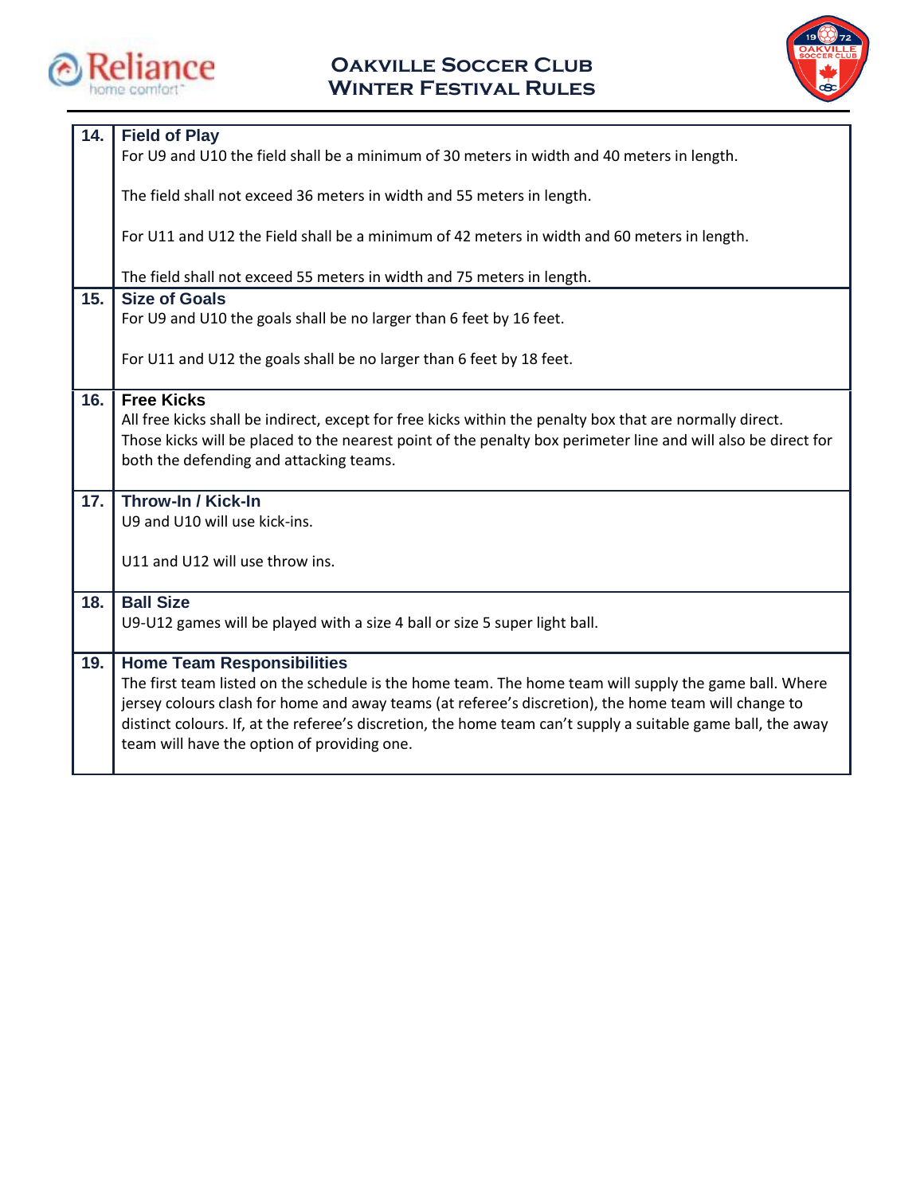| | |
|---|---|
| **14.** | **Field of Play**<br>For U9 and U10 the field shall be a minimum of 30 meters in width and 40 meters in length.<br><br>The field shall not exceed 36 meters in width and 55 meters in length.<br><br>For U11 and U12 the Field shall be a minimum of 42 meters in width and 60 meters in length.<br><br>The field shall not exceed 55 meters in width and 75 meters in length. |
| **15.** | **Size of Goals**<br>For U9 and U10 the goals shall be no larger than 6 feet by 16 feet.<br><br>For U11 and U12 the goals shall be no larger than 6 feet by 18 feet. |
| **16.** | **Free Kicks**<br>All free kicks shall be indirect, except for free kicks within the penalty box that are normally direct. Those kicks will be placed to the nearest point of the penalty box perimeter line and will also be direct for both the defending and attacking teams. |
| **17.** | **Throw-In / Kick-In**<br>U9 and U10 will use kick-ins.<br><br>U11 and U12 will use throw ins. |
| **18.** | **Ball Size**<br>U9-U12 games will be played with a size 4 ball or size 5 super light ball. |
| **19.** | **Home Team Responsibilities**<br>The first team listed on the schedule is the home team. The home team will supply the game ball. Where jersey colours clash for home and away teams (at referee's discretion), the home team will change to distinct colours. If, at the referee's discretion, the home team can't supply a suitable game ball, the away team will have the option of providing one. |